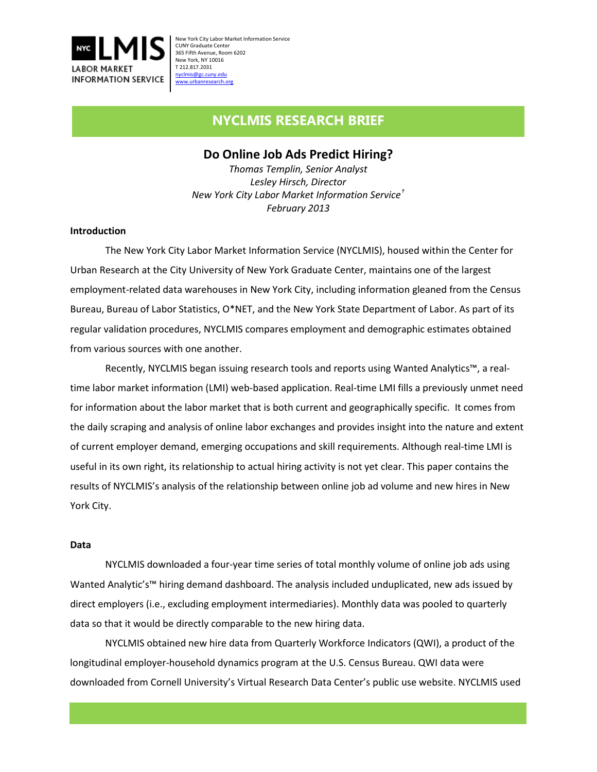New York City Labor Market Information Service
CUNY Graduate Center
365 Fifth Avenue, Room 6202
New York, NY 10016
T 212.817.2031
nyclmis@gc.cuny.edu
www.urbanresearch.org

# NYCLMIS RESEARCH BRIEF

## Do Online Job Ads Predict Hiring?

*Thomas Templin, Senior Analyst*
*Lesley Hirsch, Director*
*New York City Labor Market Information Service*[†]
*February 2013*

**Introduction**

The New York City Labor Market Information Service (NYCLMIS), housed within the Center for Urban Research at the City University of New York Graduate Center, maintains one of the largest employment-related data warehouses in New York City, including information gleaned from the Census Bureau, Bureau of Labor Statistics, O*NET, and the New York State Department of Labor. As part of its regular validation procedures, NYCLMIS compares employment and demographic estimates obtained from various sources with one another.

Recently, NYCLMIS began issuing research tools and reports using Wanted Analytics™, a real-time labor market information (LMI) web-based application. Real-time LMI fills a previously unmet need for information about the labor market that is both current and geographically specific. It comes from the daily scraping and analysis of online labor exchanges and provides insight into the nature and extent of current employer demand, emerging occupations and skill requirements. Although real-time LMI is useful in its own right, its relationship to actual hiring activity is not yet clear. This paper contains the results of NYCLMIS's analysis of the relationship between online job ad volume and new hires in New York City.

**Data**

NYCLMIS downloaded a four-year time series of total monthly volume of online job ads using Wanted Analytic's™ hiring demand dashboard. The analysis included unduplicated, new ads issued by direct employers (i.e., excluding employment intermediaries). Monthly data was pooled to quarterly data so that it would be directly comparable to the new hiring data.

NYCLMIS obtained new hire data from Quarterly Workforce Indicators (QWI), a product of the longitudinal employer-household dynamics program at the U.S. Census Bureau. QWI data were downloaded from Cornell University's Virtual Research Data Center's public use website. NYCLMIS used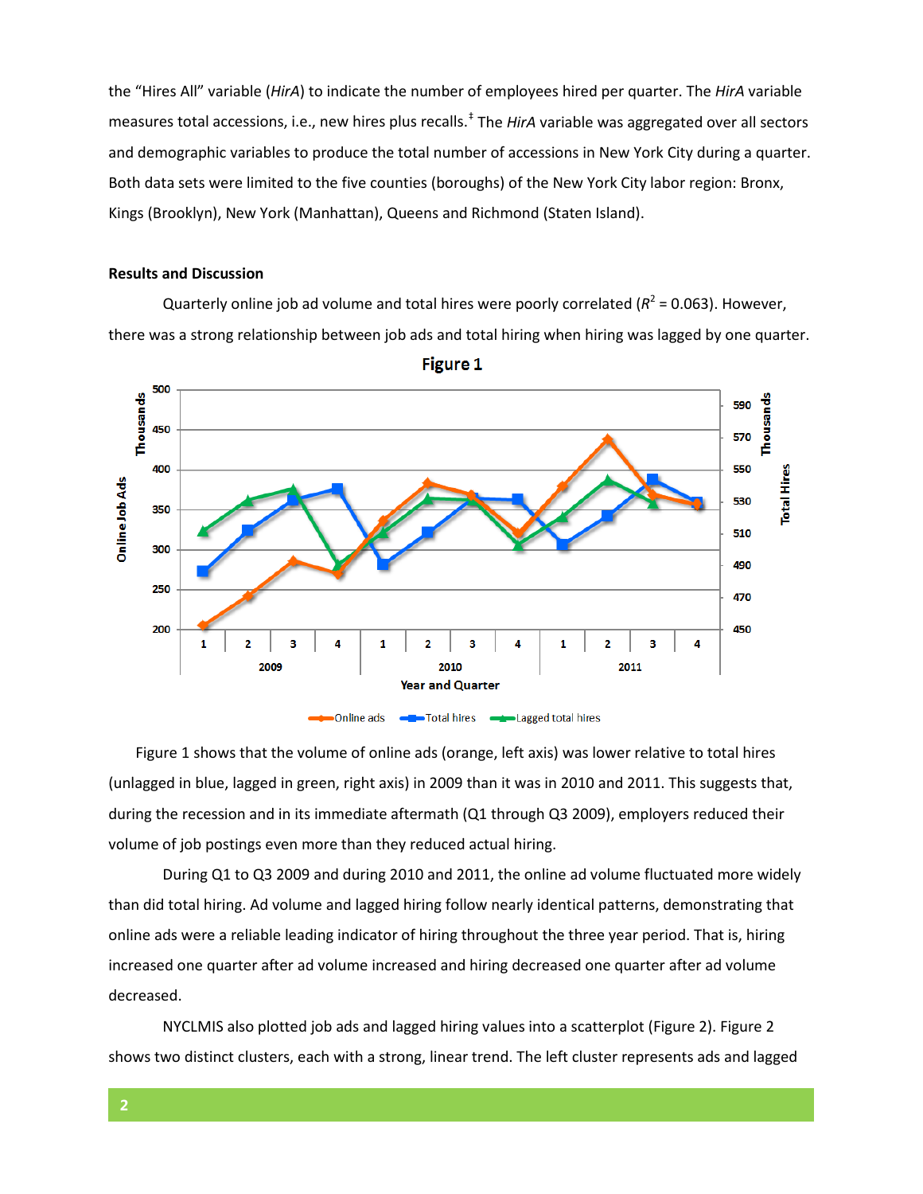the "Hires All" variable (*HirA*) to indicate the number of employees hired per quarter. The *HirA* variable measures total accessions, i.e., new hires plus recalls.[‡] The *HirA* variable was aggregated over all sectors and demographic variables to produce the total number of accessions in New York City during a quarter. Both data sets were limited to the five counties (boroughs) of the New York City labor region: Bronx, Kings (Brooklyn), New York (Manhattan), Queens and Richmond (Staten Island).

**Results and Discussion**

Quarterly online job ad volume and total hires were poorly correlated ($R^2$ = 0.063). However, there was a strong relationship between job ads and total hiring when hiring was lagged by one quarter.

**Figure 1**

Figure 1 shows that the volume of online ads (orange, left axis) was lower relative to total hires (unlagged in blue, lagged in green, right axis) in 2009 than it was in 2010 and 2011. This suggests that, during the recession and in its immediate aftermath (Q1 through Q3 2009), employers reduced their volume of job postings even more than they reduced actual hiring.

During Q1 to Q3 2009 and during 2010 and 2011, the online ad volume fluctuated more widely than did total hiring. Ad volume and lagged hiring follow nearly identical patterns, demonstrating that online ads were a reliable leading indicator of hiring throughout the three year period. That is, hiring increased one quarter after ad volume increased and hiring decreased one quarter after ad volume decreased.

NYCLMIS also plotted job ads and lagged hiring values into a scatterplot (Figure 2). Figure 2 shows two distinct clusters, each with a strong, linear trend. The left cluster represents ads and lagged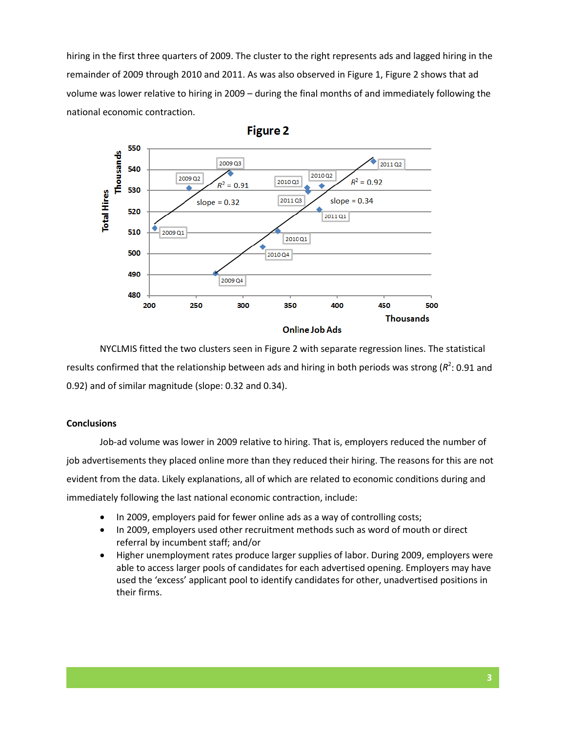hiring in the first three quarters of 2009. The cluster to the right represents ads and lagged hiring in the remainder of 2009 through 2010 and 2011. As was also observed in Figure 1, Figure 2 shows that ad volume was lower relative to hiring in 2009 – during the final months of and immediately following the national economic contraction.

**Figure 2**

NYCLMIS fitted the two clusters seen in Figure 2 with separate regression lines. The statistical results confirmed that the relationship between ads and hiring in both periods was strong ($R^2$: 0.91 and 0.92) and of similar magnitude (slope: 0.32 and 0.34).

### Conclusions

Job-ad volume was lower in 2009 relative to hiring. That is, employers reduced the number of job advertisements they placed online more than they reduced their hiring. The reasons for this are not evident from the data. Likely explanations, all of which are related to economic conditions during and immediately following the last national economic contraction, include:

- In 2009, employers paid for fewer online ads as a way of controlling costs;
- In 2009, employers used other recruitment methods such as word of mouth or direct referral by incumbent staff; and/or
- Higher unemployment rates produce larger supplies of labor. During 2009, employers were able to access larger pools of candidates for each advertised opening. Employers may have used the 'excess' applicant pool to identify candidates for other, unadvertised positions in their firms.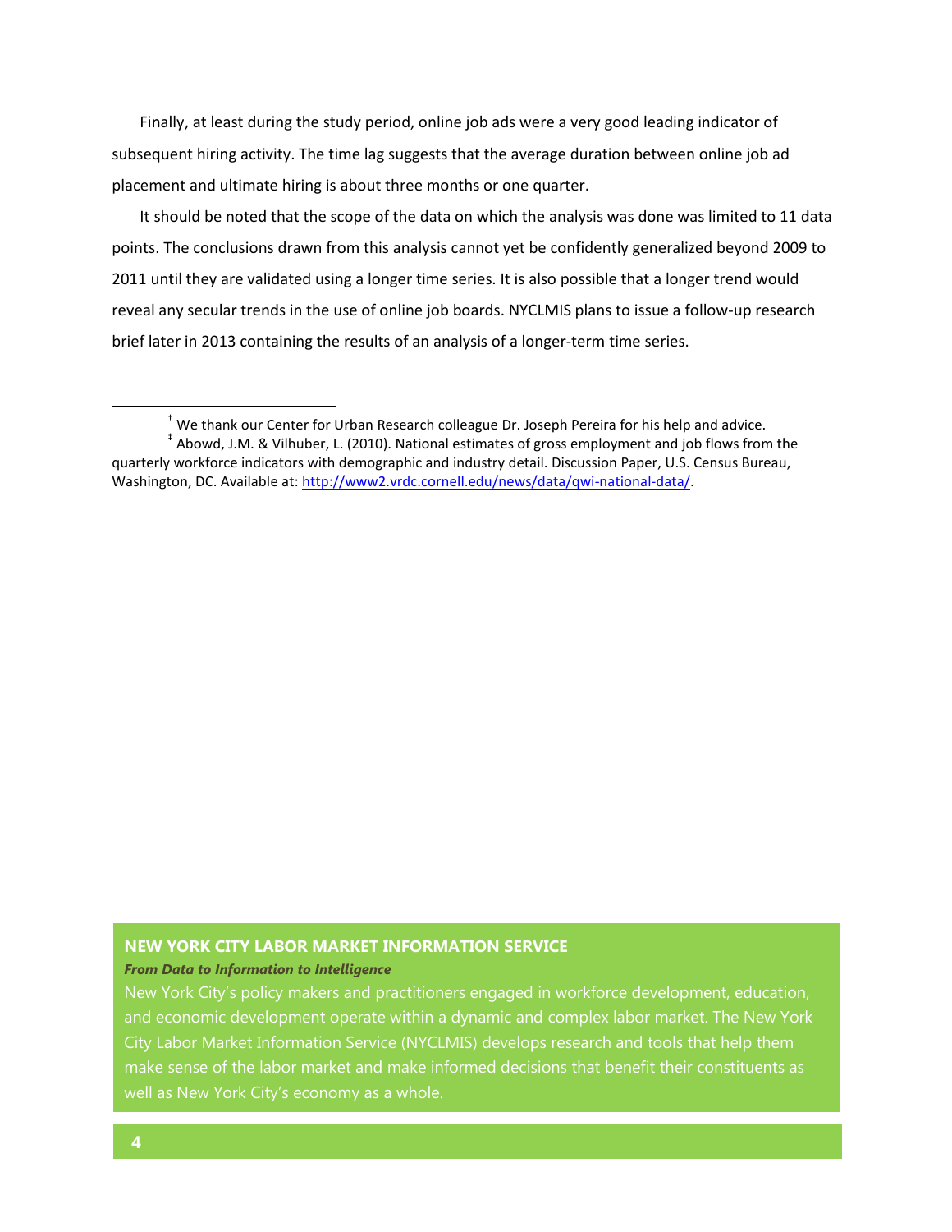Finally, at least during the study period, online job ads were a very good leading indicator of subsequent hiring activity. The time lag suggests that the average duration between online job ad placement and ultimate hiring is about three months or one quarter.

It should be noted that the scope of the data on which the analysis was done was limited to 11 data points. The conclusions drawn from this analysis cannot yet be confidently generalized beyond 2009 to 2011 until they are validated using a longer time series. It is also possible that a longer trend would reveal any secular trends in the use of online job boards. NYCLMIS plans to issue a follow-up research brief later in 2013 containing the results of an analysis of a longer-term time series.

---

[†] We thank our Center for Urban Research colleague Dr. Joseph Pereira for his help and advice.

[‡] Abowd, J.M. & Vilhuber, L. (2010). National estimates of gross employment and job flows from the quarterly workforce indicators with demographic and industry detail. Discussion Paper, U.S. Census Bureau, Washington, DC. Available at: http://www2.vrdc.cornell.edu/news/data/qwi-national-data/.

**NEW YORK CITY LABOR MARKET INFORMATION SERVICE**

***From Data to Information to Intelligence***

New York City's policy makers and practitioners engaged in workforce development, education, and economic development operate within a dynamic and complex labor market. The New York City Labor Market Information Service (NYCLMIS) develops research and tools that help them make sense of the labor market and make informed decisions that benefit their constituents as well as New York City's economy as a whole.